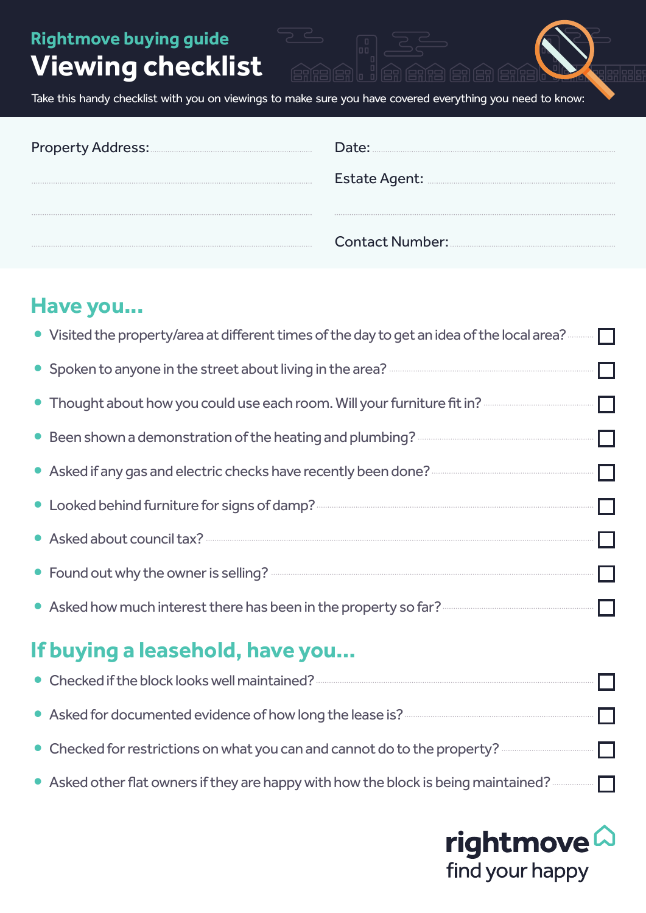Rightmove buying guide

# Viewing checklist

Take this handy checklist with you on viewings to make sure you have covered everything you need to know:

Property Address: ....................................................

Date: ....................................................

Estate Agent: ....................................................

Contact Number: ....................................................

## Have you...

- Visited the property/area at different times of the day to get an idea of the local area? ☐
- Spoken to anyone in the street about living in the area? ☐
- Thought about how you could use each room. Will your furniture fit in? ☐
- Been shown a demonstration of the heating and plumbing? ☐
- Asked if any gas and electric checks have recently been done? ☐
- Looked behind furniture for signs of damp? ☐
- Asked about council tax? ☐
- Found out why the owner is selling? ☐
- Asked how much interest there has been in the property so far? ☐

## If buying a leasehold, have you...

- Checked if the block looks well maintained? ☐
- Asked for documented evidence of how long the lease is? ☐
- Checked for restrictions on what you can and cannot do to the property? ☐
- Asked other flat owners if they are happy with how the block is being maintained? ☐

rightmove
find your happy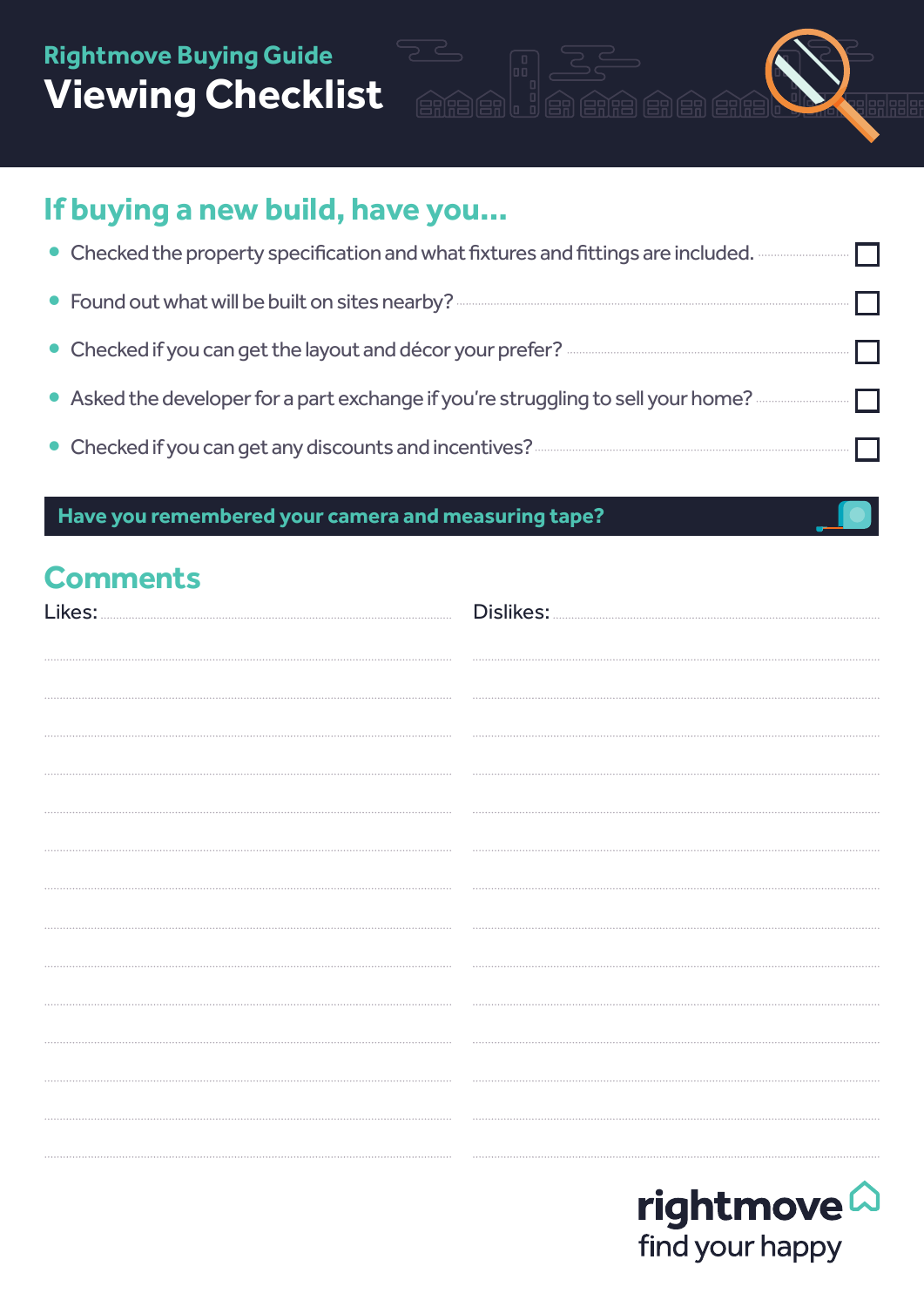Rightmove Buying Guide

# Viewing Checklist

## If buying a new build, have you...

- Checked the property specification and what fixtures and fittings are included. ☐
- Found out what will be built on sites nearby? ☐
- Checked if you can get the layout and décor your prefer? ☐
- Asked the developer for a part exchange if you're struggling to sell your home? ☐
- Checked if you can get any discounts and incentives? ☐

**Have you remembered your camera and measuring tape?**

## Comments

Likes: ..................................................

Dislikes: ..................................................

rightmove

find your happy